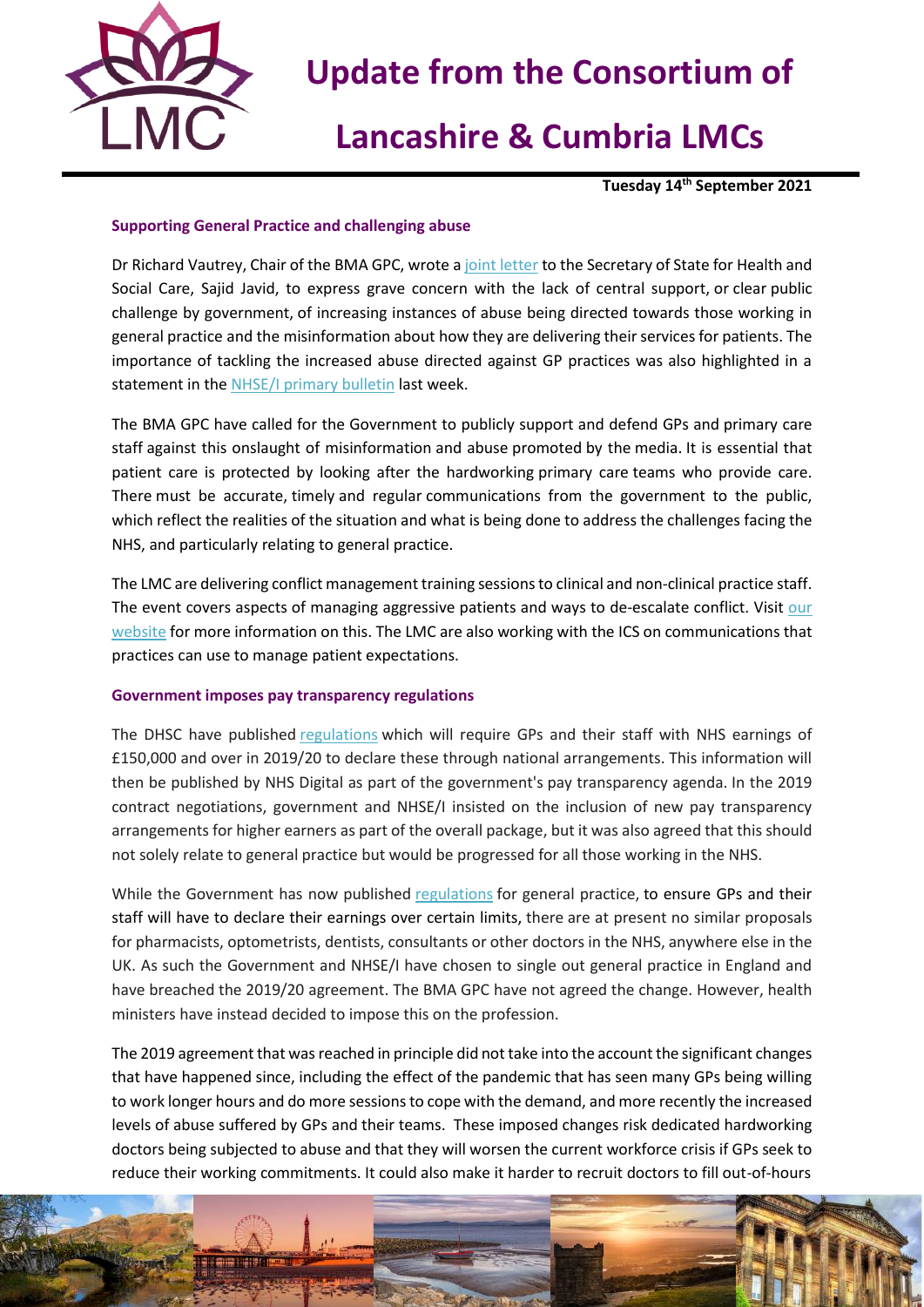// Update from the Consortium of Lancashire & Cumbria LMCs

# Update from the Consortium of Lancashire & Cumbria LMCs

**Tuesday 14th September 2021**

### Supporting General Practice and challenging abuse

Dr Richard Vautrey, Chair of the BMA GPC, wrote a joint letter to the Secretary of State for Health and Social Care, Sajid Javid, to express grave concern with the lack of central support, or clear public challenge by government, of increasing instances of abuse being directed towards those working in general practice and the misinformation about how they are delivering their services for patients. The importance of tackling the increased abuse directed against GP practices was also highlighted in a statement in the NHSE/I primary bulletin last week.

The BMA GPC have called for the Government to publicly support and defend GPs and primary care staff against this onslaught of misinformation and abuse promoted by the media. It is essential that patient care is protected by looking after the hardworking primary care teams who provide care. There must be accurate, timely and regular communications from the government to the public, which reflect the realities of the situation and what is being done to address the challenges facing the NHS, and particularly relating to general practice.

The LMC are delivering conflict management training sessions to clinical and non-clinical practice staff. The event covers aspects of managing aggressive patients and ways to de-escalate conflict. Visit our website for more information on this. The LMC are also working with the ICS on communications that practices can use to manage patient expectations.

### Government imposes pay transparency regulations

The DHSC have published regulations which will require GPs and their staff with NHS earnings of £150,000 and over in 2019/20 to declare these through national arrangements. This information will then be published by NHS Digital as part of the government's pay transparency agenda. In the 2019 contract negotiations, government and NHSE/I insisted on the inclusion of new pay transparency arrangements for higher earners as part of the overall package, but it was also agreed that this should not solely relate to general practice but would be progressed for all those working in the NHS.

While the Government has now published regulations for general practice, to ensure GPs and their staff will have to declare their earnings over certain limits, there are at present no similar proposals for pharmacists, optometrists, dentists, consultants or other doctors in the NHS, anywhere else in the UK. As such the Government and NHSE/I have chosen to single out general practice in England and have breached the 2019/20 agreement. The BMA GPC have not agreed the change. However, health ministers have instead decided to impose this on the profession.

The 2019 agreement that was reached in principle did not take into the account the significant changes that have happened since, including the effect of the pandemic that has seen many GPs being willing to work longer hours and do more sessions to cope with the demand, and more recently the increased levels of abuse suffered by GPs and their teams. These imposed changes risk dedicated hardworking doctors being subjected to abuse and that they will worsen the current workforce crisis if GPs seek to reduce their working commitments. It could also make it harder to recruit doctors to fill out-of-hours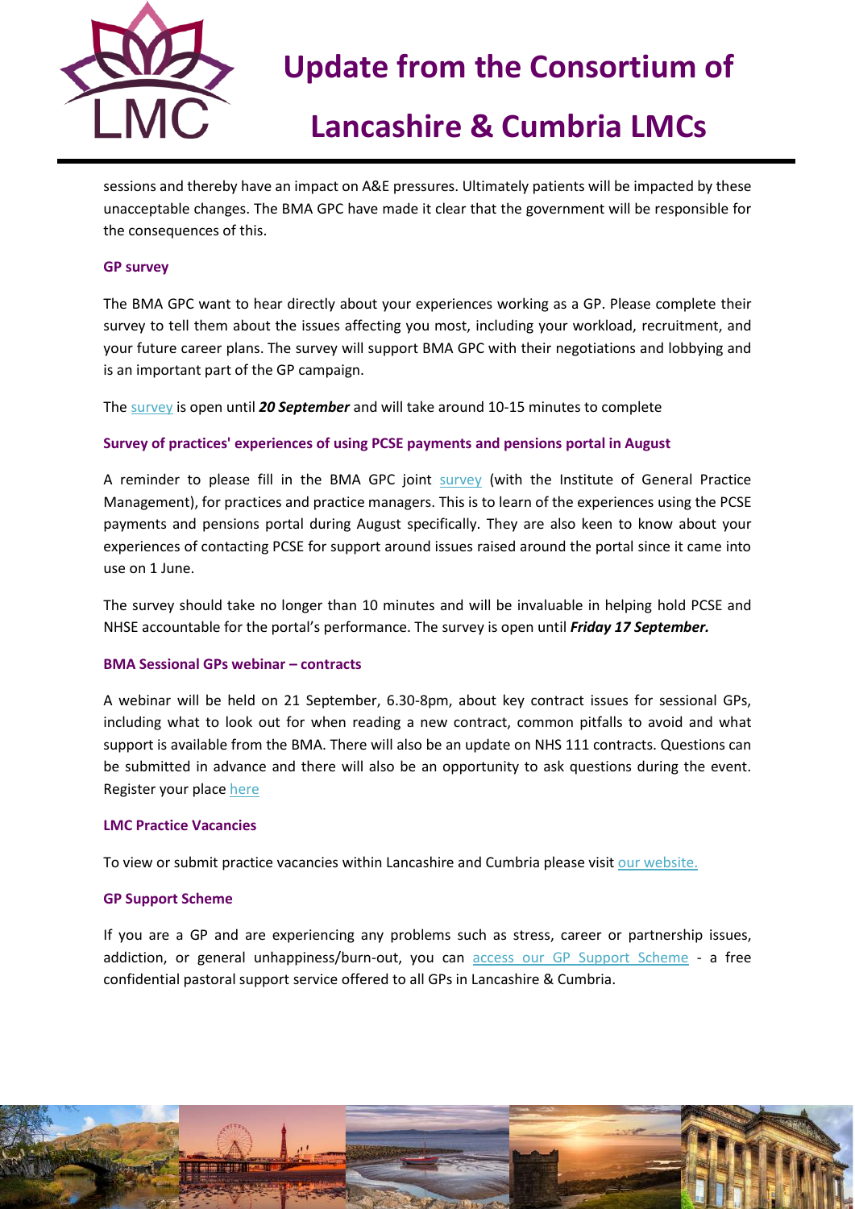sessions and thereby have an impact on A&E pressures. Ultimately patients will be impacted by these unacceptable changes. The BMA GPC have made it clear that the government will be responsible for the consequences of this.

### GP survey

The BMA GPC want to hear directly about your experiences working as a GP. Please complete their survey to tell them about the issues affecting you most, including your workload, recruitment, and your future career plans. The survey will support BMA GPC with their negotiations and lobbying and is an important part of the GP campaign.

The survey is open until ***20 September*** and will take around 10-15 minutes to complete

### Survey of practices' experiences of using PCSE payments and pensions portal in August

A reminder to please fill in the BMA GPC joint survey (with the Institute of General Practice Management), for practices and practice managers. This is to learn of the experiences using the PCSE payments and pensions portal during August specifically. They are also keen to know about your experiences of contacting PCSE for support around issues raised around the portal since it came into use on 1 June.

The survey should take no longer than 10 minutes and will be invaluable in helping hold PCSE and NHSE accountable for the portal's performance. The survey is open until ***Friday 17 September.***

### BMA Sessional GPs webinar – contracts

A webinar will be held on 21 September, 6.30-8pm, about key contract issues for sessional GPs, including what to look out for when reading a new contract, common pitfalls to avoid and what support is available from the BMA. There will also be an update on NHS 111 contracts. Questions can be submitted in advance and there will also be an opportunity to ask questions during the event. Register your place here

### LMC Practice Vacancies

To view or submit practice vacancies within Lancashire and Cumbria please visit our website.

### GP Support Scheme

If you are a GP and are experiencing any problems such as stress, career or partnership issues, addiction, or general unhappiness/burn-out, you can access our GP Support Scheme - a free confidential pastoral support service offered to all GPs in Lancashire & Cumbria.